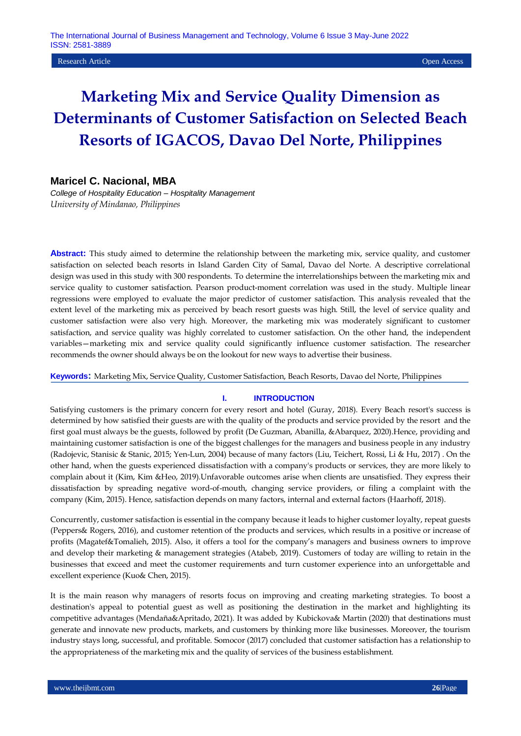Research Article | Open Access

# Marketing Mix and Service Quality Dimension as Determinants of Customer Satisfaction on Selected Beach Resorts of IGACOS, Davao Del Norte, Philippines

**Maricel C. Nacional, MBA**

*College of Hospitality Education – Hospitality Management*
*University of Mindanao, Philippines*

**Abstract:** This study aimed to determine the relationship between the marketing mix, service quality, and customer satisfaction on selected beach resorts in Island Garden City of Samal, Davao del Norte. A descriptive correlational design was used in this study with 300 respondents. To determine the interrelationships between the marketing mix and service quality to customer satisfaction. Pearson product-moment correlation was used in the study. Multiple linear regressions were employed to evaluate the major predictor of customer satisfaction. This analysis revealed that the extent level of the marketing mix as perceived by beach resort guests was high. Still, the level of service quality and customer satisfaction were also very high. Moreover, the marketing mix was moderately significant to customer satisfaction, and service quality was highly correlated to customer satisfaction. On the other hand, the independent variables—marketing mix and service quality could significantly influence customer satisfaction. The researcher recommends the owner should always be on the lookout for new ways to advertise their business.

**Keywords:** Marketing Mix, Service Quality, Customer Satisfaction, Beach Resorts, Davao del Norte, Philippines

## I. INTRODUCTION

Satisfying customers is the primary concern for every resort and hotel (Guray, 2018). Every Beach resort's success is determined by how satisfied their guests are with the quality of the products and service provided by the resort and the first goal must always be the guests, followed by profit (De Guzman, Abanilla, &Abarquez, 2020).Hence, providing and maintaining customer satisfaction is one of the biggest challenges for the managers and business people in any industry (Radojevic, Stanisic & Stanic, 2015; Yen-Lun, 2004) because of many factors (Liu, Teichert, Rossi, Li & Hu, 2017) . On the other hand, when the guests experienced dissatisfaction with a company's products or services, they are more likely to complain about it (Kim, Kim &Heo, 2019).Unfavorable outcomes arise when clients are unsatisfied. They express their dissatisfaction by spreading negative word-of-mouth, changing service providers, or filing a complaint with the company (Kim, 2015). Hence, satisfaction depends on many factors, internal and external factors (Haarhoff, 2018).

Concurrently, customer satisfaction is essential in the company because it leads to higher customer loyalty, repeat guests (Peppers& Rogers, 2016), and customer retention of the products and services, which results in a positive or increase of profits (Magatef&Tomalieh, 2015). Also, it offers a tool for the company's managers and business owners to improve and develop their marketing & management strategies (Atabeb, 2019). Customers of today are willing to retain in the businesses that exceed and meet the customer requirements and turn customer experience into an unforgettable and excellent experience (Kuo& Chen, 2015).

It is the main reason why managers of resorts focus on improving and creating marketing strategies. To boost a destination's appeal to potential guest as well as positioning the destination in the market and highlighting its competitive advantages (Mendaña&Apritado, 2021). It was added by Kubickova& Martin (2020) that destinations must generate and innovate new products, markets, and customers by thinking more like businesses. Moreover, the tourism industry stays long, successful, and profitable. Somocor (2017) concluded that customer satisfaction has a relationship to the appropriateness of the marketing mix and the quality of services of the business establishment.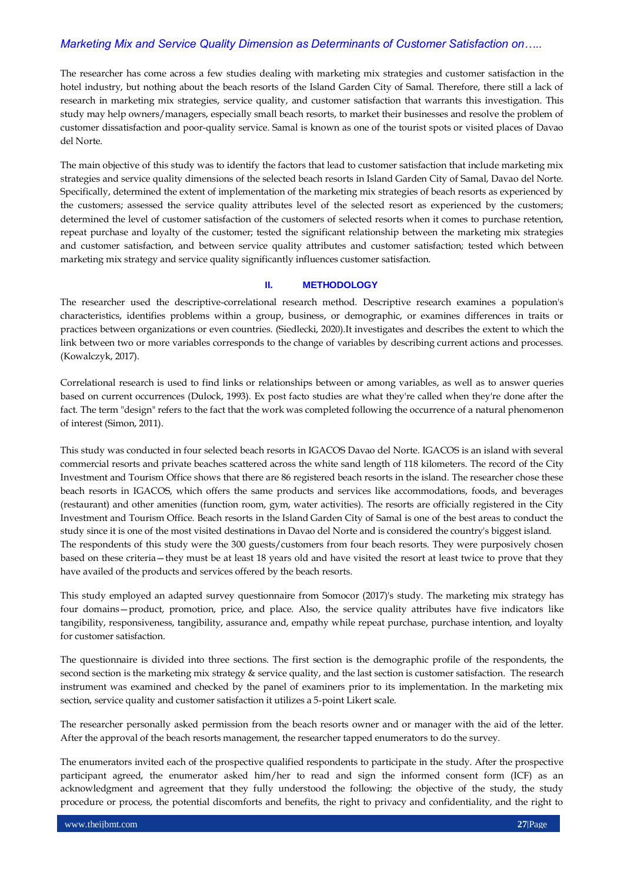The researcher has come across a few studies dealing with marketing mix strategies and customer satisfaction in the hotel industry, but nothing about the beach resorts of the Island Garden City of Samal. Therefore, there still a lack of research in marketing mix strategies, service quality, and customer satisfaction that warrants this investigation. This study may help owners/managers, especially small beach resorts, to market their businesses and resolve the problem of customer dissatisfaction and poor-quality service. Samal is known as one of the tourist spots or visited places of Davao del Norte.

The main objective of this study was to identify the factors that lead to customer satisfaction that include marketing mix strategies and service quality dimensions of the selected beach resorts in Island Garden City of Samal, Davao del Norte. Specifically, determined the extent of implementation of the marketing mix strategies of beach resorts as experienced by the customers; assessed the service quality attributes level of the selected resort as experienced by the customers; determined the level of customer satisfaction of the customers of selected resorts when it comes to purchase retention, repeat purchase and loyalty of the customer; tested the significant relationship between the marketing mix strategies and customer satisfaction, and between service quality attributes and customer satisfaction; tested which between marketing mix strategy and service quality significantly influences customer satisfaction.

## II. METHODOLOGY

The researcher used the descriptive-correlational research method. Descriptive research examines a population's characteristics, identifies problems within a group, business, or demographic, or examines differences in traits or practices between organizations or even countries. (Siedlecki, 2020).It investigates and describes the extent to which the link between two or more variables corresponds to the change of variables by describing current actions and processes. (Kowalczyk, 2017).

Correlational research is used to find links or relationships between or among variables, as well as to answer queries based on current occurrences (Dulock, 1993). Ex post facto studies are what they're called when they're done after the fact. The term "design" refers to the fact that the work was completed following the occurrence of a natural phenomenon of interest (Simon, 2011).

This study was conducted in four selected beach resorts in IGACOS Davao del Norte. IGACOS is an island with several commercial resorts and private beaches scattered across the white sand length of 118 kilometers. The record of the City Investment and Tourism Office shows that there are 86 registered beach resorts in the island. The researcher chose these beach resorts in IGACOS, which offers the same products and services like accommodations, foods, and beverages (restaurant) and other amenities (function room, gym, water activities). The resorts are officially registered in the City Investment and Tourism Office. Beach resorts in the Island Garden City of Samal is one of the best areas to conduct the study since it is one of the most visited destinations in Davao del Norte and is considered the country's biggest island. The respondents of this study were the 300 guests/customers from four beach resorts. They were purposively chosen based on these criteria—they must be at least 18 years old and have visited the resort at least twice to prove that they have availed of the products and services offered by the beach resorts.

This study employed an adapted survey questionnaire from Somocor (2017)'s study. The marketing mix strategy has four domains—product, promotion, price, and place. Also, the service quality attributes have five indicators like tangibility, responsiveness, tangibility, assurance and, empathy while repeat purchase, purchase intention, and loyalty for customer satisfaction.

The questionnaire is divided into three sections. The first section is the demographic profile of the respondents, the second section is the marketing mix strategy & service quality, and the last section is customer satisfaction. The research instrument was examined and checked by the panel of examiners prior to its implementation. In the marketing mix section, service quality and customer satisfaction it utilizes a 5-point Likert scale.

The researcher personally asked permission from the beach resorts owner and or manager with the aid of the letter. After the approval of the beach resorts management, the researcher tapped enumerators to do the survey.

The enumerators invited each of the prospective qualified respondents to participate in the study. After the prospective participant agreed, the enumerator asked him/her to read and sign the informed consent form (ICF) as an acknowledgment and agreement that they fully understood the following: the objective of the study, the study procedure or process, the potential discomforts and benefits, the right to privacy and confidentiality, and the right to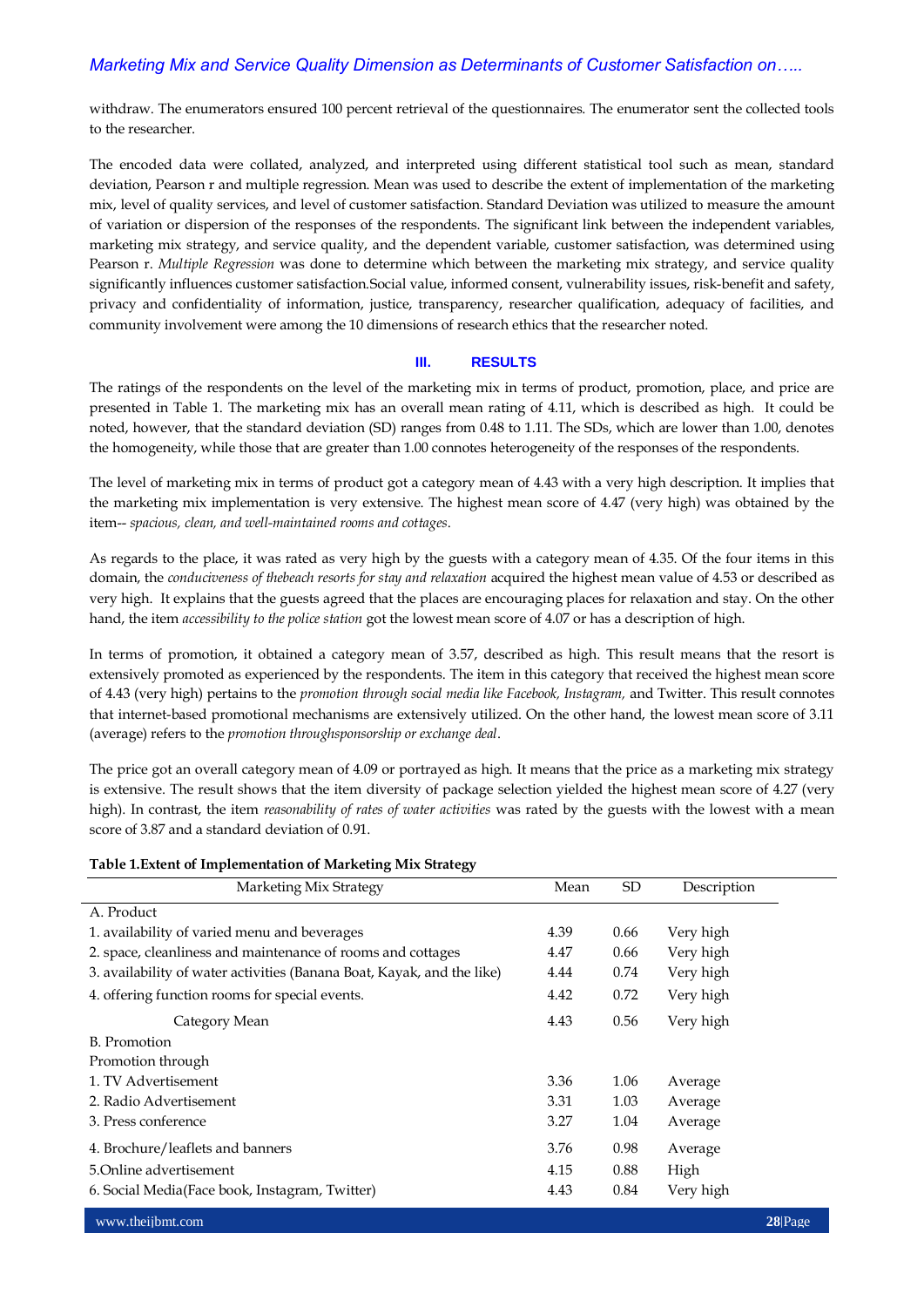withdraw. The enumerators ensured 100 percent retrieval of the questionnaires. The enumerator sent the collected tools to the researcher.

The encoded data were collated, analyzed, and interpreted using different statistical tool such as mean, standard deviation, Pearson r and multiple regression. Mean was used to describe the extent of implementation of the marketing mix, level of quality services, and level of customer satisfaction. Standard Deviation was utilized to measure the amount of variation or dispersion of the responses of the respondents. The significant link between the independent variables, marketing mix strategy, and service quality, and the dependent variable, customer satisfaction, was determined using Pearson r. *Multiple Regression* was done to determine which between the marketing mix strategy, and service quality significantly influences customer satisfaction.Social value, informed consent, vulnerability issues, risk-benefit and safety, privacy and confidentiality of information, justice, transparency, researcher qualification, adequacy of facilities, and community involvement were among the 10 dimensions of research ethics that the researcher noted.

## III. RESULTS

The ratings of the respondents on the level of the marketing mix in terms of product, promotion, place, and price are presented in Table 1. The marketing mix has an overall mean rating of 4.11, which is described as high. It could be noted, however, that the standard deviation (SD) ranges from 0.48 to 1.11. The SDs, which are lower than 1.00, denotes the homogeneity, while those that are greater than 1.00 connotes heterogeneity of the responses of the respondents.

The level of marketing mix in terms of product got a category mean of 4.43 with a very high description. It implies that the marketing mix implementation is very extensive. The highest mean score of 4.47 (very high) was obtained by the item-- *spacious, clean, and well-maintained rooms and cottages*.

As regards to the place, it was rated as very high by the guests with a category mean of 4.35. Of the four items in this domain, the *conduciveness of thebeach resorts for stay and relaxation* acquired the highest mean value of 4.53 or described as very high. It explains that the guests agreed that the places are encouraging places for relaxation and stay. On the other hand, the item *accessibility to the police station* got the lowest mean score of 4.07 or has a description of high.

In terms of promotion, it obtained a category mean of 3.57, described as high. This result means that the resort is extensively promoted as experienced by the respondents. The item in this category that received the highest mean score of 4.43 (very high) pertains to the *promotion through social media like Facebook, Instagram,* and Twitter. This result connotes that internet-based promotional mechanisms are extensively utilized. On the other hand, the lowest mean score of 3.11 (average) refers to the *promotion throughsponsorship or exchange deal*.

The price got an overall category mean of 4.09 or portrayed as high. It means that the price as a marketing mix strategy is extensive. The result shows that the item diversity of package selection yielded the highest mean score of 4.27 (very high). In contrast, the item *reasonability of rates of water activities* was rated by the guests with the lowest with a mean score of 3.87 and a standard deviation of 0.91.

**Table 1.Extent of Implementation of Marketing Mix Strategy**

| Marketing Mix Strategy | Mean | SD | Description |
|---|---|---|---|
| A. Product | | | |
| 1. availability of varied menu and beverages | 4.39 | 0.66 | Very high |
| 2. space, cleanliness and maintenance of rooms and cottages | 4.47 | 0.66 | Very high |
| 3. availability of water activities (Banana Boat, Kayak, and the like) | 4.44 | 0.74 | Very high |
| 4. offering function rooms for special events. | 4.42 | 0.72 | Very high |
| Category Mean | 4.43 | 0.56 | Very high |
| B. Promotion | | | |
| Promotion through | | | |
| 1. TV Advertisement | 3.36 | 1.06 | Average |
| 2. Radio Advertisement | 3.31 | 1.03 | Average |
| 3. Press conference | 3.27 | 1.04 | Average |
| 4. Brochure/leaflets and banners | 3.76 | 0.98 | Average |
| 5.Online advertisement | 4.15 | 0.88 | High |
| 6. Social Media(Face book, Instagram, Twitter) | 4.43 | 0.84 | Very high |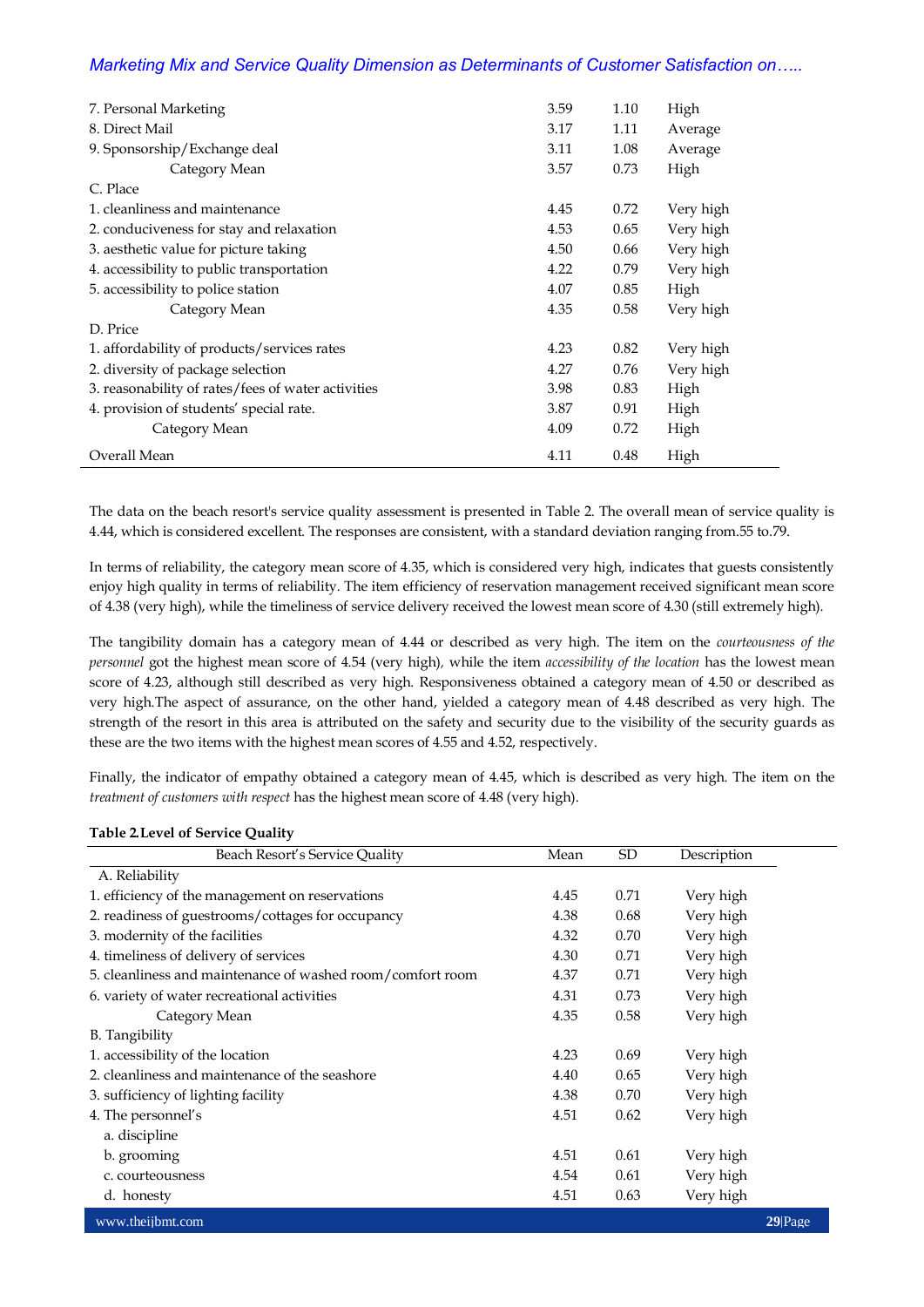| | | | |
|---|---|---|---|
| 7. Personal Marketing | 3.59 | 1.10 | High |
| 8. Direct Mail | 3.17 | 1.11 | Average |
| 9. Sponsorship/Exchange deal | 3.11 | 1.08 | Average |
| Category Mean | 3.57 | 0.73 | High |
| C. Place | | | |
| 1. cleanliness and maintenance | 4.45 | 0.72 | Very high |
| 2. conduciveness for stay and relaxation | 4.53 | 0.65 | Very high |
| 3. aesthetic value for picture taking | 4.50 | 0.66 | Very high |
| 4. accessibility to public transportation | 4.22 | 0.79 | Very high |
| 5. accessibility to police station | 4.07 | 0.85 | High |
| Category Mean | 4.35 | 0.58 | Very high |
| D. Price | | | |
| 1. affordability of products/services rates | 4.23 | 0.82 | Very high |
| 2. diversity of package selection | 4.27 | 0.76 | Very high |
| 3. reasonability of rates/fees of water activities | 3.98 | 0.83 | High |
| 4. provision of students' special rate. | 3.87 | 0.91 | High |
| Category Mean | 4.09 | 0.72 | High |
| Overall Mean | 4.11 | 0.48 | High |

The data on the beach resort's service quality assessment is presented in Table 2. The overall mean of service quality is 4.44, which is considered excellent. The responses are consistent, with a standard deviation ranging from.55 to.79.

In terms of reliability, the category mean score of 4.35, which is considered very high, indicates that guests consistently enjoy high quality in terms of reliability. The item efficiency of reservation management received significant mean score of 4.38 (very high), while the timeliness of service delivery received the lowest mean score of 4.30 (still extremely high).

The tangibility domain has a category mean of 4.44 or described as very high. The item on the *courteousness of the personnel* got the highest mean score of 4.54 (very high), while the item *accessibility of the location* has the lowest mean score of 4.23, although still described as very high. Responsiveness obtained a category mean of 4.50 or described as very high.The aspect of assurance, on the other hand, yielded a category mean of 4.48 described as very high. The strength of the resort in this area is attributed on the safety and security due to the visibility of the security guards as these are the two items with the highest mean scores of 4.55 and 4.52, respectively.

Finally, the indicator of empathy obtained a category mean of 4.45, which is described as very high. The item on the *treatment of customers with respect* has the highest mean score of 4.48 (very high).

**Table 2.Level of Service Quality**

| Beach Resort's Service Quality | Mean | SD | Description |
|---|---|---|---|
| A. Reliability | | | |
| 1. efficiency of the management on reservations | 4.45 | 0.71 | Very high |
| 2. readiness of guestrooms/cottages for occupancy | 4.38 | 0.68 | Very high |
| 3. modernity of the facilities | 4.32 | 0.70 | Very high |
| 4. timeliness of delivery of services | 4.30 | 0.71 | Very high |
| 5. cleanliness and maintenance of washed room/comfort room | 4.37 | 0.71 | Very high |
| 6. variety of water recreational activities | 4.31 | 0.73 | Very high |
| Category Mean | 4.35 | 0.58 | Very high |
| B. Tangibility | | | |
| 1. accessibility of the location | 4.23 | 0.69 | Very high |
| 2. cleanliness and maintenance of the seashore | 4.40 | 0.65 | Very high |
| 3. sufficiency of lighting facility | 4.38 | 0.70 | Very high |
| 4. The personnel's | 4.51 | 0.62 | Very high |
| a. discipline | | | |
| b. grooming | 4.51 | 0.61 | Very high |
| c. courteousness | 4.54 | 0.61 | Very high |
| d. honesty | 4.51 | 0.63 | Very high |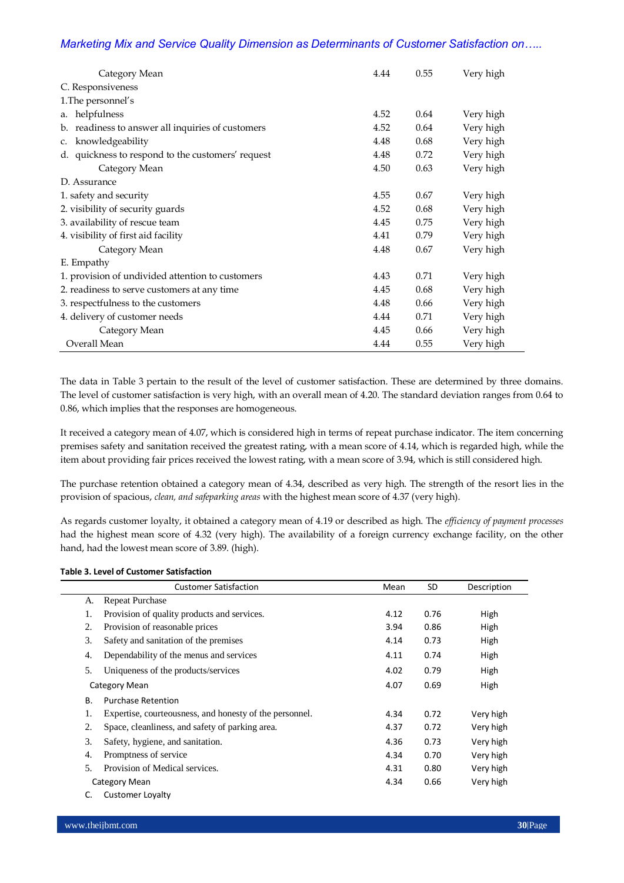| | | | |
|---|---|---|---|
| Category Mean | 4.44 | 0.55 | Very high |
| C. Responsiveness | | | |
| 1.The personnel's | | | |
| a. helpfulness | 4.52 | 0.64 | Very high |
| b. readiness to answer all inquiries of customers | 4.52 | 0.64 | Very high |
| c. knowledgeability | 4.48 | 0.68 | Very high |
| d. quickness to respond to the customers' request | 4.48 | 0.72 | Very high |
| Category Mean | 4.50 | 0.63 | Very high |
| D. Assurance | | | |
| 1. safety and security | 4.55 | 0.67 | Very high |
| 2. visibility of security guards | 4.52 | 0.68 | Very high |
| 3. availability of rescue team | 4.45 | 0.75 | Very high |
| 4. visibility of first aid facility | 4.41 | 0.79 | Very high |
| Category Mean | 4.48 | 0.67 | Very high |
| E. Empathy | | | |
| 1. provision of undivided attention to customers | 4.43 | 0.71 | Very high |
| 2. readiness to serve customers at any time | 4.45 | 0.68 | Very high |
| 3. respectfulness to the customers | 4.48 | 0.66 | Very high |
| 4. delivery of customer needs | 4.44 | 0.71 | Very high |
| Category Mean | 4.45 | 0.66 | Very high |
| Overall Mean | 4.44 | 0.55 | Very high |

The data in Table 3 pertain to the result of the level of customer satisfaction. These are determined by three domains. The level of customer satisfaction is very high, with an overall mean of 4.20. The standard deviation ranges from 0.64 to 0.86, which implies that the responses are homogeneous.

It received a category mean of 4.07, which is considered high in terms of repeat purchase indicator. The item concerning premises safety and sanitation received the greatest rating, with a mean score of 4.14, which is regarded high, while the item about providing fair prices received the lowest rating, with a mean score of 3.94, which is still considered high.

The purchase retention obtained a category mean of 4.34, described as very high. The strength of the resort lies in the provision of spacious, *clean, and safeparking areas* with the highest mean score of 4.37 (very high).

As regards customer loyalty, it obtained a category mean of 4.19 or described as high. The *efficiency of payment processes* had the highest mean score of 4.32 (very high). The availability of a foreign currency exchange facility, on the other hand, had the lowest mean score of 3.89. (high).

**Table 3. Level of Customer Satisfaction**

| Customer Satisfaction | Mean | SD | Description |
|---|---|---|---|
| A. Repeat Purchase | | | |
| 1. Provision of quality products and services. | 4.12 | 0.76 | High |
| 2. Provision of reasonable prices | 3.94 | 0.86 | High |
| 3. Safety and sanitation of the premises | 4.14 | 0.73 | High |
| 4. Dependability of the menus and services | 4.11 | 0.74 | High |
| 5. Uniqueness of the products/services | 4.02 | 0.79 | High |
| Category Mean | 4.07 | 0.69 | High |
| B. Purchase Retention | | | |
| 1. Expertise, courteousness, and honesty of the personnel. | 4.34 | 0.72 | Very high |
| 2. Space, cleanliness, and safety of parking area. | 4.37 | 0.72 | Very high |
| 3. Safety, hygiene, and sanitation. | 4.36 | 0.73 | Very high |
| 4. Promptness of service | 4.34 | 0.70 | Very high |
| 5. Provision of Medical services. | 4.31 | 0.80 | Very high |
| Category Mean | 4.34 | 0.66 | Very high |
| C. Customer Loyalty | | | |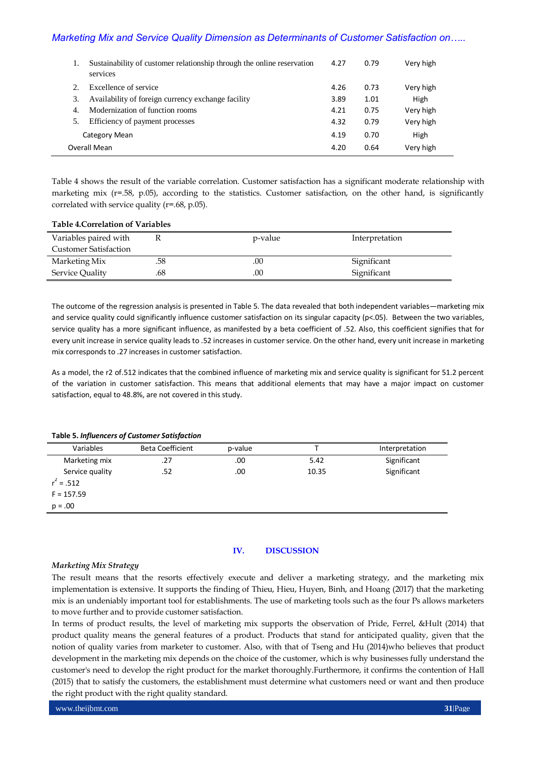| | | | | |
|---|---|---|---|---|
| 1. | Sustainability of customer relationship through the online reservation services | 4.27 | 0.79 | Very high |
| 2. | Excellence of service | 4.26 | 0.73 | Very high |
| 3. | Availability of foreign currency exchange facility | 3.89 | 1.01 | High |
| 4. | Modernization of function rooms | 4.21 | 0.75 | Very high |
| 5. | Efficiency of payment processes | 4.32 | 0.79 | Very high |
| | Category Mean | 4.19 | 0.70 | High |
| Overall Mean | | 4.20 | 0.64 | Very high |

Table 4 shows the result of the variable correlation. Customer satisfaction has a significant moderate relationship with marketing mix (r=.58, p.05), according to the statistics. Customer satisfaction, on the other hand, is significantly correlated with service quality (r=.68, p.05).

**Table 4.Correlation of Variables**

| Variables paired with Customer Satisfaction | R | p-value | Interpretation |
|---|---|---|---|
| Marketing Mix | .58 | .00 | Significant |
| Service Quality | .68 | .00 | Significant |

The outcome of the regression analysis is presented in Table 5. The data revealed that both independent variables—marketing mix and service quality could significantly influence customer satisfaction on its singular capacity ($p<.05$). Between the two variables, service quality has a more significant influence, as manifested by a beta coefficient of .52. Also, this coefficient signifies that for every unit increase in service quality leads to .52 increases in customer service. On the other hand, every unit increase in marketing mix corresponds to .27 increases in customer satisfaction.

As a model, the r2 of.512 indicates that the combined influence of marketing mix and service quality is significant for 51.2 percent of the variation in customer satisfaction. This means that additional elements that may have a major impact on customer satisfaction, equal to 48.8%, are not covered in this study.

**Table 5.** ***Influencers of Customer Satisfaction***

| Variables | Beta Coefficient | p-value | T | Interpretation |
|---|---|---|---|---|
| Marketing mix | .27 | .00 | 5.42 | Significant |
| Service quality | .52 | .00 | 10.35 | Significant |
| $r^2$ = .512 | | | | |
| F = 157.59 | | | | |
| p = .00 | | | | |

## IV. DISCUSSION

*Marketing Mix Strategy*

The result means that the resorts effectively execute and deliver a marketing strategy, and the marketing mix implementation is extensive. It supports the finding of Thieu, Hieu, Huyen, Binh, and Hoang (2017) that the marketing mix is an undeniably important tool for establishments. The use of marketing tools such as the four Ps allows marketers to move further and to provide customer satisfaction.

In terms of product results, the level of marketing mix supports the observation of Pride, Ferrel, &Hult (2014) that product quality means the general features of a product. Products that stand for anticipated quality, given that the notion of quality varies from marketer to customer. Also, with that of Tseng and Hu (2014)who believes that product development in the marketing mix depends on the choice of the customer, which is why businesses fully understand the customer's need to develop the right product for the market thoroughly.Furthermore, it confirms the contention of Hall (2015) that to satisfy the customers, the establishment must determine what customers need or want and then produce the right product with the right quality standard.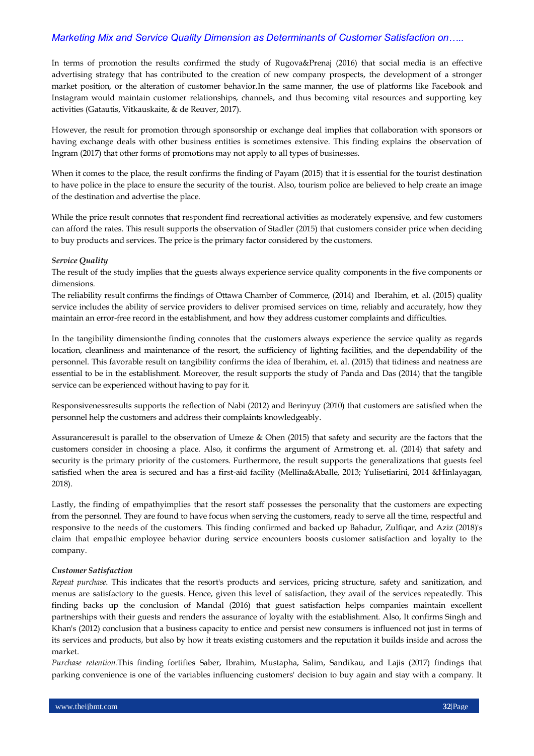In terms of promotion the results confirmed the study of Rugova&Prenaj (2016) that social media is an effective advertising strategy that has contributed to the creation of new company prospects, the development of a stronger market position, or the alteration of customer behavior.In the same manner, the use of platforms like Facebook and Instagram would maintain customer relationships, channels, and thus becoming vital resources and supporting key activities (Gatautis, Vitkauskaite, & de Reuver, 2017).

However, the result for promotion through sponsorship or exchange deal implies that collaboration with sponsors or having exchange deals with other business entities is sometimes extensive. This finding explains the observation of Ingram (2017) that other forms of promotions may not apply to all types of businesses.

When it comes to the place, the result confirms the finding of Payam (2015) that it is essential for the tourist destination to have police in the place to ensure the security of the tourist. Also, tourism police are believed to help create an image of the destination and advertise the place.

While the price result connotes that respondent find recreational activities as moderately expensive, and few customers can afford the rates. This result supports the observation of Stadler (2015) that customers consider price when deciding to buy products and services. The price is the primary factor considered by the customers.

*Service Quality*

The result of the study implies that the guests always experience service quality components in the five components or dimensions.

The reliability result confirms the findings of Ottawa Chamber of Commerce, (2014) and Iberahim, et. al. (2015) quality service includes the ability of service providers to deliver promised services on time, reliably and accurately, how they maintain an error-free record in the establishment, and how they address customer complaints and difficulties.

In the tangibility dimensionthe finding connotes that the customers always experience the service quality as regards location, cleanliness and maintenance of the resort, the sufficiency of lighting facilities, and the dependability of the personnel. This favorable result on tangibility confirms the idea of Iberahim, et. al. (2015) that tidiness and neatness are essential to be in the establishment. Moreover, the result supports the study of Panda and Das (2014) that the tangible service can be experienced without having to pay for it.

Responsivenessresults supports the reflection of Nabi (2012) and Berinyuy (2010) that customers are satisfied when the personnel help the customers and address their complaints knowledgeably.

Assuranceresult is parallel to the observation of Umeze & Ohen (2015) that safety and security are the factors that the customers consider in choosing a place. Also, it confirms the argument of Armstrong et. al. (2014) that safety and security is the primary priority of the customers. Furthermore, the result supports the generalizations that guests feel satisfied when the area is secured and has a first-aid facility (Mellina&Aballe, 2013; Yulisetiarini, 2014 &Hinlayagan, 2018).

Lastly, the finding of empathyimplies that the resort staff possesses the personality that the customers are expecting from the personnel. They are found to have focus when serving the customers, ready to serve all the time, respectful and responsive to the needs of the customers. This finding confirmed and backed up Bahadur, Zulfiqar, and Aziz (2018)'s claim that empathic employee behavior during service encounters boosts customer satisfaction and loyalty to the company.

*Customer Satisfaction*

*Repeat purchase.* This indicates that the resort's products and services, pricing structure, safety and sanitization, and menus are satisfactory to the guests. Hence, given this level of satisfaction, they avail of the services repeatedly. This finding backs up the conclusion of Mandal (2016) that guest satisfaction helps companies maintain excellent partnerships with their guests and renders the assurance of loyalty with the establishment. Also, It confirms Singh and Khan's (2012) conclusion that a business capacity to entice and persist new consumers is influenced not just in terms of its services and products, but also by how it treats existing customers and the reputation it builds inside and across the market.

*Purchase retention.*This finding fortifies Saber, Ibrahim, Mustapha, Salim, Sandikau, and Lajis (2017) findings that parking convenience is one of the variables influencing customers' decision to buy again and stay with a company. It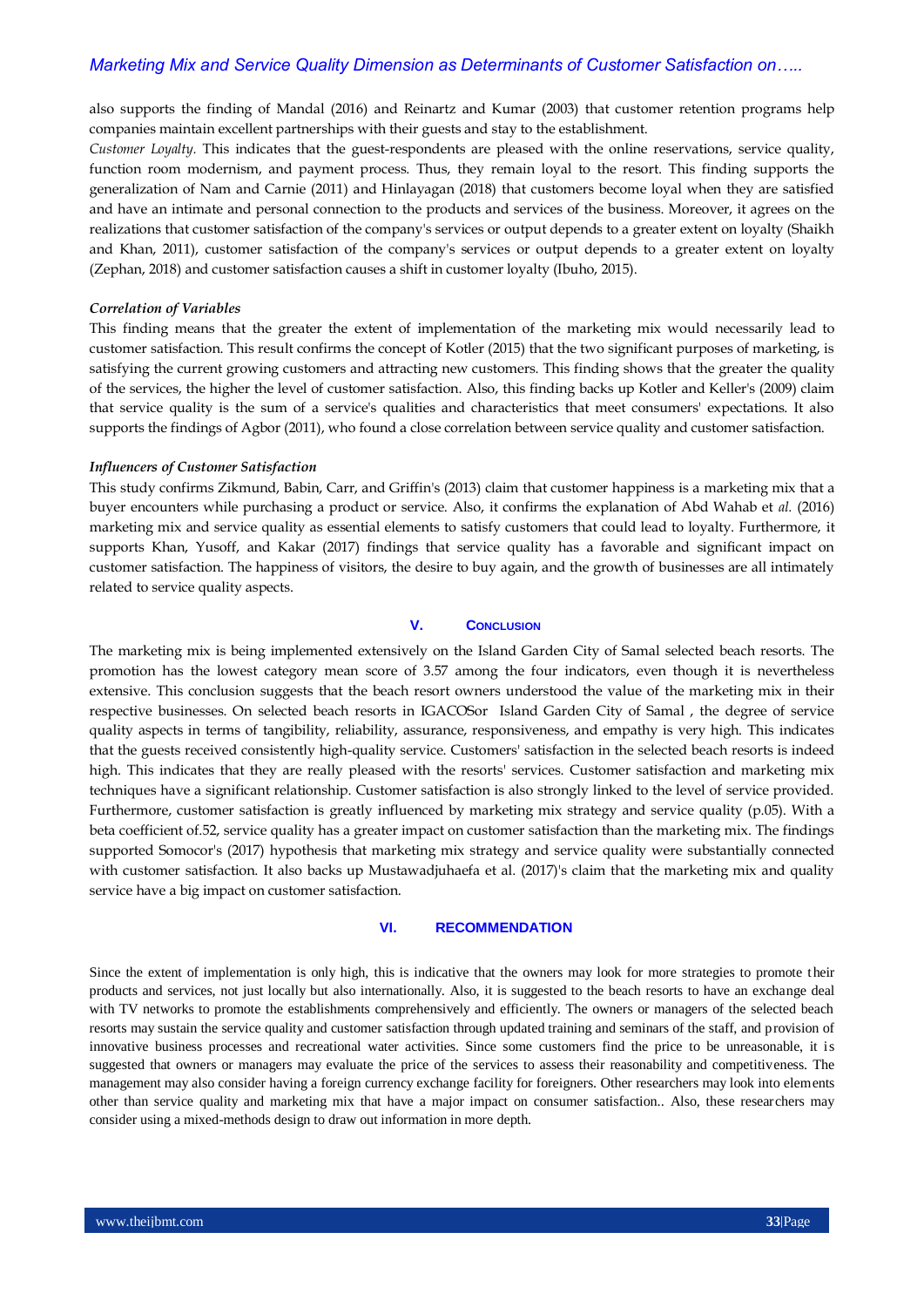also supports the finding of Mandal (2016) and Reinartz and Kumar (2003) that customer retention programs help companies maintain excellent partnerships with their guests and stay to the establishment.

*Customer Loyalty.* This indicates that the guest-respondents are pleased with the online reservations, service quality, function room modernism, and payment process. Thus, they remain loyal to the resort. This finding supports the generalization of Nam and Carnie (2011) and Hinlayagan (2018) that customers become loyal when they are satisfied and have an intimate and personal connection to the products and services of the business. Moreover, it agrees on the realizations that customer satisfaction of the company's services or output depends to a greater extent on loyalty (Shaikh and Khan, 2011), customer satisfaction of the company's services or output depends to a greater extent on loyalty (Zephan, 2018) and customer satisfaction causes a shift in customer loyalty (Ibuho, 2015).

***Correlation of Variables***

This finding means that the greater the extent of implementation of the marketing mix would necessarily lead to customer satisfaction. This result confirms the concept of Kotler (2015) that the two significant purposes of marketing, is satisfying the current growing customers and attracting new customers. This finding shows that the greater the quality of the services, the higher the level of customer satisfaction. Also, this finding backs up Kotler and Keller's (2009) claim that service quality is the sum of a service's qualities and characteristics that meet consumers' expectations. It also supports the findings of Agbor (2011), who found a close correlation between service quality and customer satisfaction.

***Influencers of Customer Satisfaction***

This study confirms Zikmund, Babin, Carr, and Griffin's (2013) claim that customer happiness is a marketing mix that a buyer encounters while purchasing a product or service. Also, it confirms the explanation of Abd Wahab et *al.* (2016) marketing mix and service quality as essential elements to satisfy customers that could lead to loyalty. Furthermore, it supports Khan, Yusoff, and Kakar (2017) findings that service quality has a favorable and significant impact on customer satisfaction. The happiness of visitors, the desire to buy again, and the growth of businesses are all intimately related to service quality aspects.

## V. CONCLUSION

The marketing mix is being implemented extensively on the Island Garden City of Samal selected beach resorts. The promotion has the lowest category mean score of 3.57 among the four indicators, even though it is nevertheless extensive. This conclusion suggests that the beach resort owners understood the value of the marketing mix in their respective businesses. On selected beach resorts in IGACOSor Island Garden City of Samal , the degree of service quality aspects in terms of tangibility, reliability, assurance, responsiveness, and empathy is very high. This indicates that the guests received consistently high-quality service. Customers' satisfaction in the selected beach resorts is indeed high. This indicates that they are really pleased with the resorts' services. Customer satisfaction and marketing mix techniques have a significant relationship. Customer satisfaction is also strongly linked to the level of service provided. Furthermore, customer satisfaction is greatly influenced by marketing mix strategy and service quality (p.05). With a beta coefficient of.52, service quality has a greater impact on customer satisfaction than the marketing mix. The findings supported Somocor's (2017) hypothesis that marketing mix strategy and service quality were substantially connected with customer satisfaction. It also backs up Mustawadjuhaefa et al. (2017)'s claim that the marketing mix and quality service have a big impact on customer satisfaction.

## VI. RECOMMENDATION

Since the extent of implementation is only high, this is indicative that the owners may look for more strategies to promote their products and services, not just locally but also internationally. Also, it is suggested to the beach resorts to have an exchange deal with TV networks to promote the establishments comprehensively and efficiently. The owners or managers of the selected beach resorts may sustain the service quality and customer satisfaction through updated training and seminars of the staff, and provision of innovative business processes and recreational water activities. Since some customers find the price to be unreasonable, it is suggested that owners or managers may evaluate the price of the services to assess their reasonability and competitiveness. The management may also consider having a foreign currency exchange facility for foreigners. Other researchers may look into elements other than service quality and marketing mix that have a major impact on consumer satisfaction.. Also, these researchers may consider using a mixed-methods design to draw out information in more depth.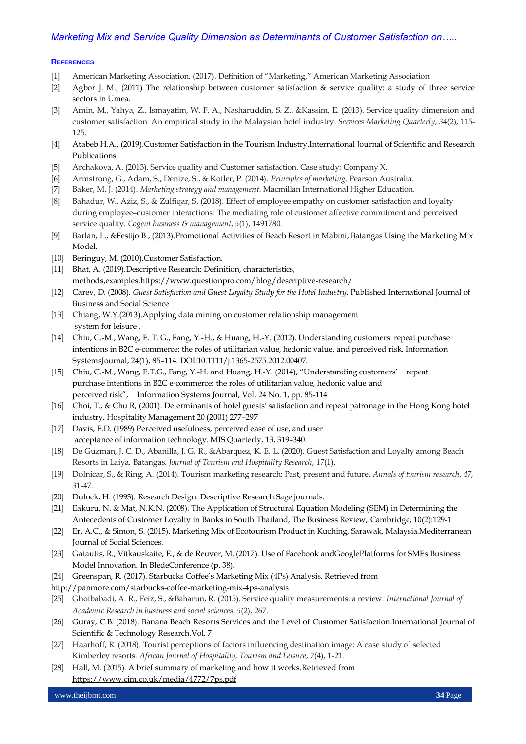## REFERENCES

[1] American Marketing Association. (2017). Definition of "Marketing," American Marketing Association

[2] Agbor J. M., (2011) The relationship between customer satisfaction & service quality: a study of three service sectors in Umea.

[3] Amin, M., Yahya, Z., Ismayatim, W. F. A., Nasharuddin, S. Z., &Kassim, E. (2013). Service quality dimension and customer satisfaction: An empirical study in the Malaysian hotel industry. *Services Marketing Quarterly*, *34*(2), 115-125.

[4] Atabeb H.A., (2019).Customer Satisfaction in the Tourism Industry.International Journal of Scientific and Research Publications.

[5] Archakova, A. (2013). Service quality and Customer satisfaction. Case study: Company X.

[6] Armstrong, G., Adam, S., Denize, S., & Kotler, P. (2014). *Principles of marketing*. Pearson Australia.

[7] Baker, M. J. (2014). *Marketing strategy and management.* Macmillan International Higher Education.

[8] Bahadur, W., Aziz, S., & Zulfiqar, S. (2018). Effect of employee empathy on customer satisfaction and loyalty during employee–customer interactions: The mediating role of customer affective commitment and perceived service quality. *Cogent business & management*, *5*(1), 1491780.

[9] Barlan, L., &Festijo B., (2013).Promotional Activities of Beach Resort in Mabini, Batangas Using the Marketing Mix Model.

[10] Beringuy, M. (2010).Customer Satisfaction.

[11] Bhat, A. (2019).Descriptive Research: Definition, characteristics, methods,examples.https://www.questionpro.com/blog/descriptive-research/

[12] Carev, D. (2008). *Guest Satisfaction and Guest Loyalty Study for the Hotel Industry.* Published International Journal of Business and Social Science

[13] Chiang, W.Y.(2013).Applying data mining on customer relationship management system for leisure .

[14] Chiu, C.-M., Wang, E. T. G., Fang, Y.-H., & Huang, H.-Y. (2012). Understanding customers' repeat purchase intentions in B2C e-commerce: the roles of utilitarian value, hedonic value, and perceived risk. Information SystemsJournal, 24(1), 85–114. DOI:10.1111/j.1365-2575.2012.00407.

[15] Chiu, C.-M., Wang, E.T.G., Fang, Y.-H. and Huang, H.-Y. (2014), "Understanding customers' repeat purchase intentions in B2C e-commerce: the roles of utilitarian value, hedonic value and perceived risk", Information Systems Journal, Vol. 24 No. 1, pp. 85-114

[16] Choi, T., & Chu R, (2001). Determinants of hotel guests' satisfaction and repeat patronage in the Hong Kong hotel industry. Hospitality Management 20 (2001) 277–297

[17] Davis, F.D. (1989) Perceived usefulness, perceived ease of use, and user acceptance of information technology. MIS Quarterly, 13, 319–340.

[18] De Guzman, J. C. D., Abanilla, J. G. R., &Abarquez, K. E. L. (2020). Guest Satisfaction and Loyalty among Beach Resorts in Laiya, Batangas. *Journal of Tourism and Hospitality Research*, *17*(1).

[19] Dolnicar, S., & Ring, A. (2014). Tourism marketing research: Past, present and future. *Annals of tourism research*, *47*, 31-47.

[20] Dulock, H. (1993). Research Design: Descriptive Research.Sage journals.

[21] Eakuru, N. & Mat, N.K.N. (2008). The Application of Structural Equation Modeling (SEM) in Determining the Antecedents of Customer Loyalty in Banks in South Thailand, The Business Review, Cambridge, 10(2):129-1

[22] Er, A.C., & Simon, S. (2015). Marketing Mix of Ecotourism Product in Kuching, Sarawak, Malaysia.Mediterranean Journal of Social Sciences.

[23] Gatautis, R., Vitkauskaite, E., & de Reuver, M. (2017). Use of Facebook andGooglePlatforms for SMEs Business Model Innovation. In BledeConference (p. 38).

[24] Greenspan, R. (2017). Starbucks Coffee's Marketing Mix (4Ps) Analysis. Retrieved from http://panmore.com/starbucks-coffee-marketing-mix-4ps-analysis

[25] Ghotbabadi, A. R., Feiz, S., &Baharun, R. (2015). Service quality measurements: a review. *International Journal of Academic Research in business and social sciences*, *5*(2), 267.

[26] Guray, C.B. (2018). Banana Beach Resorts Services and the Level of Customer Satisfaction.International Journal of Scientific & Technology Research.Vol. 7

[27] Haarhoff, R. (2018). Tourist perceptions of factors influencing destination image: A case study of selected Kimberley resorts. *African Journal of Hospitality, Tourism and Leisure*, *7*(4), 1-21.

[28] Hall, M. (2015). A brief summary of marketing and how it works.Retrieved from https://www.cim.co.uk/media/4772/7ps.pdf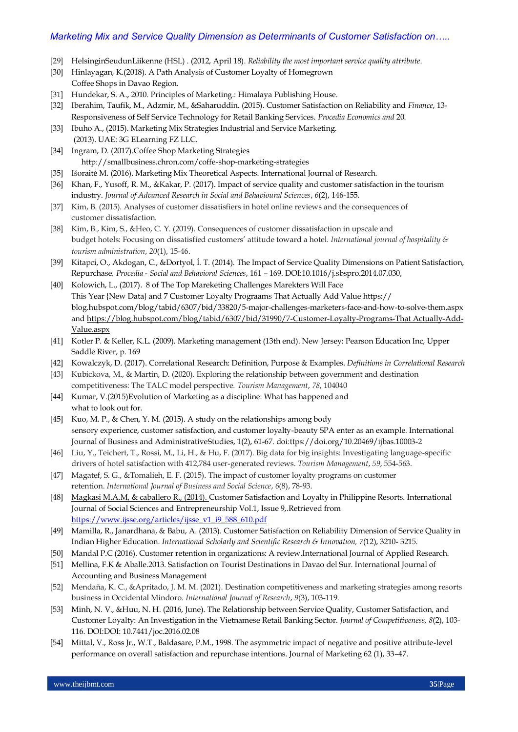[29] HelsinginSeudunLiikenne (HSL) . (2012, April 18). *Reliability the most important service quality attribute*.

[30] Hinlayagan, K.(2018). A Path Analysis of Customer Loyalty of Homegrown Coffee Shops in Davao Region.

[31] Hundekar, S. A., 2010. Principles of Marketing.: Himalaya Publishing House.

[32] Iberahim, Taufik, M., Adzmir, M., &Saharuddin. (2015). Customer Satisfaction on Reliability and *Finance*, 13-Responsiveness of Self Service Technology for Retail Banking Services. *Procedia Economics and* 20.

[33] Ibuho A., (2015). Marketing Mix Strategies Industrial and Service Marketing. (2013). UAE: 3G ELearning FZ LLC.

[34] Ingram, D. (2017).Coffee Shop Marketing Strategies http://smallbusiness.chron.com/coffe-shop-marketing-strategies

[35] Išoraitė M. (2016). Marketing Mix Theoretical Aspects. International Journal of Research.

[36] Khan, F., Yusoff, R. M., &Kakar, P. (2017). Impact of service quality and customer satisfaction in the tourism industry. *Journal of Advanced Research in Social and Behavioural Sciences*, *6*(2), 146-155.

[37] Kim, B. (2015). Analyses of customer dissatisfiers in hotel online reviews and the consequences of customer dissatisfaction.

[38] Kim, B., Kim, S., &Heo, C. Y. (2019). Consequences of customer dissatisfaction in upscale and budget hotels: Focusing on dissatisfied customers' attitude toward a hotel. *International journal of hospitality & tourism administration*, *20*(1), 15-46.

[39] Kitapci, O., Akdogan, C., &Dortyol, İ. T. (2014). The Impact of Service Quality Dimensions on Patient Satisfaction, Repurchase. *Procedia - Social and Behavioral Sciences*, 161 – 169. DOI:10.1016/j.sbspro.2014.07.030,

[40] Kolowich, L., (2017). 8 of The Top Mareketing Challenges Marekters Will Face This Year {New Data} and 7 Customer Loyalty Prograams That Actually Add Value https:// blog.hubspot.com/blog/tabid/6307/bid/33820/5-major-challenges-marketers-face-and-how-to-solve-them.aspx and https://blog.hubspot.com/blog/tabid/6307/bid/31990/7-Customer-Loyalty-Programs-That Actually-Add-Value.aspx

[41] Kotler P. & Keller, K.L. (2009). Marketing management (13th end). New Jersey: Pearson Education Inc, Upper Saddle River, p. 169

[42] Kowalczyk, D. (2017). Correlational Research: Definition, Purpose & Examples. *Definitions in Correlational Research*

[43] Kubickova, M., & Martin, D. (2020). Exploring the relationship between government and destination competitiveness: The TALC model perspective. *Tourism Management*, *78*, 104040

[44] Kumar, V.(2015)Evolution of Marketing as a discipline: What has happened and what to look out for.

[45] Kuo, M. P., & Chen, Y. M. (2015). A study on the relationships among body sensory experience, customer satisfaction, and customer loyalty-beauty SPA enter as an example. International Journal of Business and AdministrativeStudies, 1(2), 61-67. doi:ttps://doi.org/10.20469/ijbas.10003-2

[46] Liu, Y., Teichert, T., Rossi, M., Li, H., & Hu, F. (2017). Big data for big insights: Investigating language-specific drivers of hotel satisfaction with 412,784 user-generated reviews. *Tourism Management*, *59*, 554-563.

[47] Magatef, S. G., &Tomalieh, E. F. (2015). The impact of customer loyalty programs on customer retention. *International Journal of Business and Social Science*, *6*(8), 78-93.

[48] Magkasi M.A.M, & caballero R., (2014). Customer Satisfaction and Loyalty in Philippine Resorts. International Journal of Social Sciences and Entrepreneurship Vol.1, Issue 9,.Retrieved from https://www.ijsse.org/articles/ijsse_v1_i9_588_610.pdf

[49] Mamilla, R., Janardhana, & Babu, A. (2013). Customer Satisfaction on Reliability Dimension of Service Quality in Indian Higher Education. *International Scholarly and Scientific Research & Innovation, 7*(12), 3210- 3215.

[50] Mandal P.C (2016). Customer retention in organizations: A review.International Journal of Applied Research.

[51] Mellina, F.K & Aballe.2013. Satisfaction on Tourist Destinations in Davao del Sur. International Journal of Accounting and Business Management

[52] Mendaña, K. C., &Apritado, J. M. M. (2021). Destination competitiveness and marketing strategies among resorts business in Occidental Mindoro. *International Journal of Research*, *9*(3), 103-119.

[53] Minh, N. V., &Huu, N. H. (2016, June). The Relationship between Service Quality, Customer Satisfaction, and Customer Loyalty: An Investigation in the Vietnamese Retail Banking Sector. *Journal of Competitiveness, 8*(2), 103-116. DOI:DOI: 10.7441/joc.2016.02.08

[54] Mittal, V., Ross Jr., W.T., Baldasare, P.M., 1998. The asymmetric impact of negative and positive attribute-level performance on overall satisfaction and repurchase intentions. Journal of Marketing 62 (1), 33–47.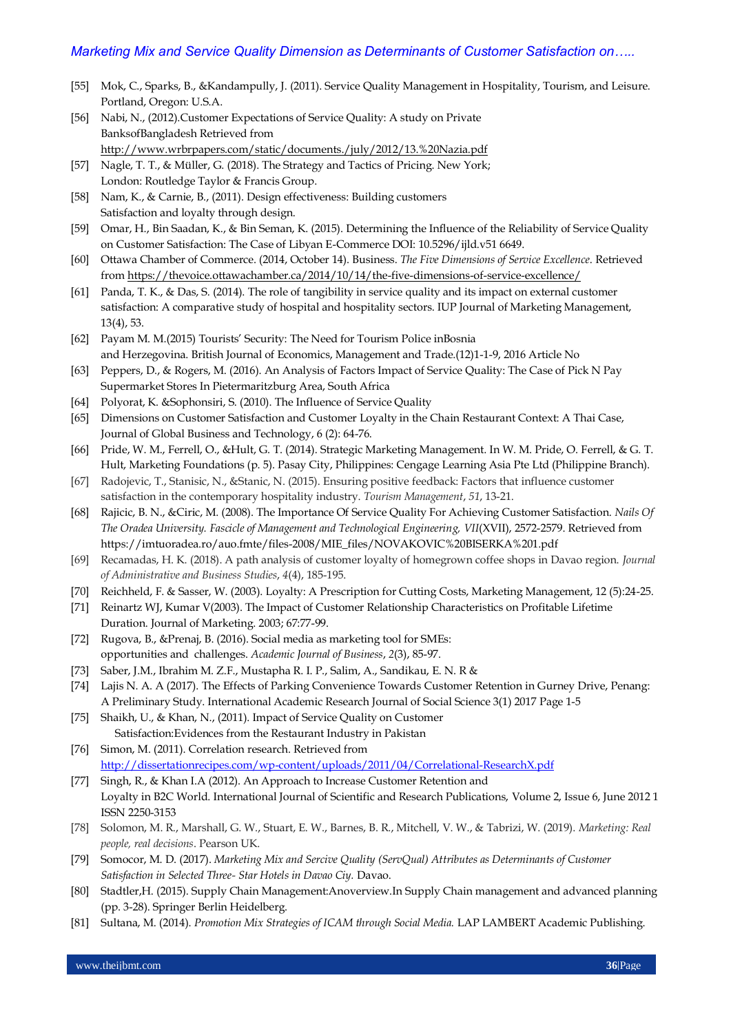[55] Mok, C., Sparks, B., &Kandampully, J. (2011). Service Quality Management in Hospitality, Tourism, and Leisure. Portland, Oregon: U.S.A.

[56] Nabi, N., (2012).Customer Expectations of Service Quality: A study on Private BanksofBangladesh Retrieved from http://www.wrbrpapers.com/static/documents./july/2012/13.%20Nazia.pdf

[57] Nagle, T. T., & Müller, G. (2018). The Strategy and Tactics of Pricing. New York; London: Routledge Taylor & Francis Group.

[58] Nam, K., & Carnie, B., (2011). Design effectiveness: Building customers Satisfaction and loyalty through design.

[59] Omar, H., Bin Saadan, K., & Bin Seman, K. (2015). Determining the Influence of the Reliability of Service Quality on Customer Satisfaction: The Case of Libyan E-Commerce DOI: 10.5296/ijld.v51 6649.

[60] Ottawa Chamber of Commerce. (2014, October 14). Business. *The Five Dimensions of Service Excellence*. Retrieved from https://thevoice.ottawachamber.ca/2014/10/14/the-five-dimensions-of-service-excellence/

[61] Panda, T. K., & Das, S. (2014). The role of tangibility in service quality and its impact on external customer satisfaction: A comparative study of hospital and hospitality sectors. IUP Journal of Marketing Management, 13(4), 53.

[62] Payam M. M.(2015) Tourists' Security: The Need for Tourism Police inBosnia and Herzegovina. British Journal of Economics, Management and Trade.(12)1-1-9, 2016 Article No

[63] Peppers, D., & Rogers, M. (2016). An Analysis of Factors Impact of Service Quality: The Case of Pick N Pay Supermarket Stores In Pietermaritzburg Area, South Africa

[64] Polyorat, K. &Sophonsiri, S. (2010). The Influence of Service Quality

[65] Dimensions on Customer Satisfaction and Customer Loyalty in the Chain Restaurant Context: A Thai Case, Journal of Global Business and Technology, 6 (2): 64-76.

[66] Pride, W. M., Ferrell, O., &Hult, G. T. (2014). Strategic Marketing Management. In W. M. Pride, O. Ferrell, & G. T. Hult, Marketing Foundations (p. 5). Pasay City, Philippines: Cengage Learning Asia Pte Ltd (Philippine Branch).

[67] Radojevic, T., Stanisic, N., &Stanic, N. (2015). Ensuring positive feedback: Factors that influence customer satisfaction in the contemporary hospitality industry. *Tourism Management*, *51*, 13-21.

[68] Rajicic, B. N., &Ciric, M. (2008). The Importance Of Service Quality For Achieving Customer Satisfaction. *Nails Of The Oradea University. Fascicle of Management and Technological Engineering, VII*(XVII), 2572-2579. Retrieved from https://imtuoradea.ro/auo.fmte/files-2008/MIE_files/NOVAKOVIC%20BISERKA%201.pdf

[69] Recamadas, H. K. (2018). A path analysis of customer loyalty of homegrown coffee shops in Davao region. *Journal of Administrative and Business Studies*, *4*(4), 185-195.

[70] Reichheld, F. & Sasser, W. (2003). Loyalty: A Prescription for Cutting Costs, Marketing Management, 12 (5):24-25.

[71] Reinartz WJ, Kumar V(2003). The Impact of Customer Relationship Characteristics on Profitable Lifetime Duration. Journal of Marketing. 2003; 67:77-99.

[72] Rugova, B., &Prenaj, B. (2016). Social media as marketing tool for SMEs: opportunities and challenges. *Academic Journal of Business*, *2*(3), 85-97.

[73] Saber, J.M., Ibrahim M. Z.F., Mustapha R. I. P., Salim, A., Sandikau, E. N. R &

[74] Lajis N. A. A (2017). The Effects of Parking Convenience Towards Customer Retention in Gurney Drive, Penang: A Preliminary Study. International Academic Research Journal of Social Science 3(1) 2017 Page 1-5

[75] Shaikh, U., & Khan, N., (2011). Impact of Service Quality on Customer Satisfaction:Evidences from the Restaurant Industry in Pakistan

[76] Simon, M. (2011). Correlation research. Retrieved from http://dissertationrecipes.com/wp-content/uploads/2011/04/Correlational-ResearchX.pdf

[77] Singh, R., & Khan I.A (2012). An Approach to Increase Customer Retention and Loyalty in B2C World. International Journal of Scientific and Research Publications, Volume 2, Issue 6, June 2012 1 ISSN 2250-3153

[78] Solomon, M. R., Marshall, G. W., Stuart, E. W., Barnes, B. R., Mitchell, V. W., & Tabrizi, W. (2019). *Marketing: Real people, real decisions*. Pearson UK.

[79] Somocor, M. D. (2017). *Marketing Mix and Sercive Quality (ServQual) Attributes as Determinants of Customer Satisfaction in Selected Three- Star Hotels in Davao Ciy.* Davao.

[80] Stadtler,H. (2015). Supply Chain Management:Anoverview.In Supply Chain management and advanced planning (pp. 3-28). Springer Berlin Heidelberg.

[81] Sultana, M. (2014). *Promotion Mix Strategies of ICAM through Social Media.* LAP LAMBERT Academic Publishing.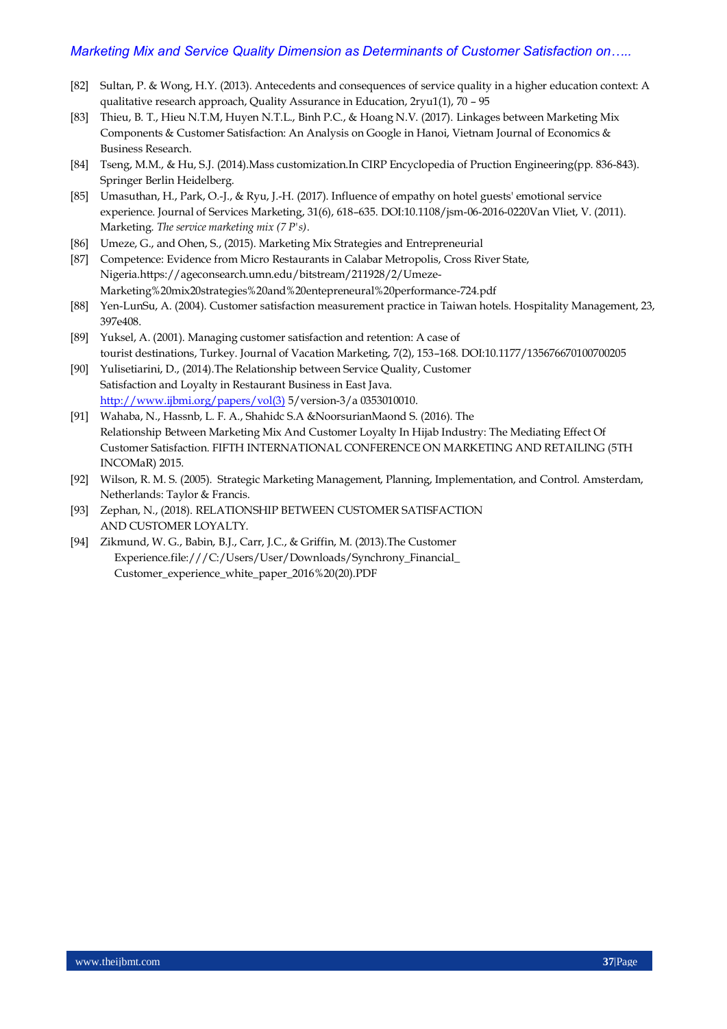[82] Sultan, P. & Wong, H.Y. (2013). Antecedents and consequences of service quality in a higher education context: A qualitative research approach, Quality Assurance in Education, 2ryu1(1), 70 – 95

[83] Thieu, B. T., Hieu N.T.M, Huyen N.T.L., Binh P.C., & Hoang N.V. (2017). Linkages between Marketing Mix Components & Customer Satisfaction: An Analysis on Google in Hanoi, Vietnam Journal of Economics & Business Research.

[84] Tseng, M.M., & Hu, S.J. (2014).Mass customization.In CIRP Encyclopedia of Pruction Engineering(pp. 836-843). Springer Berlin Heidelberg.

[85] Umasuthan, H., Park, O.-J., & Ryu, J.-H. (2017). Influence of empathy on hotel guests' emotional service experience. Journal of Services Marketing, 31(6), 618–635. DOI:10.1108/jsm-06-2016-0220Van Vliet, V. (2011). Marketing. *The service marketing mix (7 P's)*.

[86] Umeze, G., and Ohen, S., (2015). Marketing Mix Strategies and Entrepreneurial

[87] Competence: Evidence from Micro Restaurants in Calabar Metropolis, Cross River State, Nigeria.https://ageconsearch.umn.edu/bitstream/211928/2/Umeze-Marketing%20mix20strategies%20and%20entepreneural%20performance-724.pdf

[88] Yen-LunSu, A. (2004). Customer satisfaction measurement practice in Taiwan hotels. Hospitality Management, 23, 397e408.

[89] Yuksel, A. (2001). Managing customer satisfaction and retention: A case of tourist destinations, Turkey. Journal of Vacation Marketing, 7(2), 153–168. DOI:10.1177/135676670100700205

[90] Yulisetiarini, D., (2014).The Relationship between Service Quality, Customer Satisfaction and Loyalty in Restaurant Business in East Java. http://www.ijbmi.org/papers/vol(3) 5/version-3/a 0353010010.

[91] Wahaba, N., Hassnb, L. F. A., Shahidc S.A &NoorsurianMaond S. (2016). The Relationship Between Marketing Mix And Customer Loyalty In Hijab Industry: The Mediating Effect Of Customer Satisfaction. FIFTH INTERNATIONAL CONFERENCE ON MARKETING AND RETAILING (5TH INCOMaR) 2015.

[92] Wilson, R. M. S. (2005). Strategic Marketing Management, Planning, Implementation, and Control. Amsterdam, Netherlands: Taylor & Francis.

[93] Zephan, N., (2018). RELATIONSHIP BETWEEN CUSTOMER SATISFACTION AND CUSTOMER LOYALTY.

[94] Zikmund, W. G., Babin, B.J., Carr, J.C., & Griffin, M. (2013).The Customer Experience.file:///C:/Users/User/Downloads/Synchrony_Financial_Customer_experience_white_paper_2016%20(20).PDF